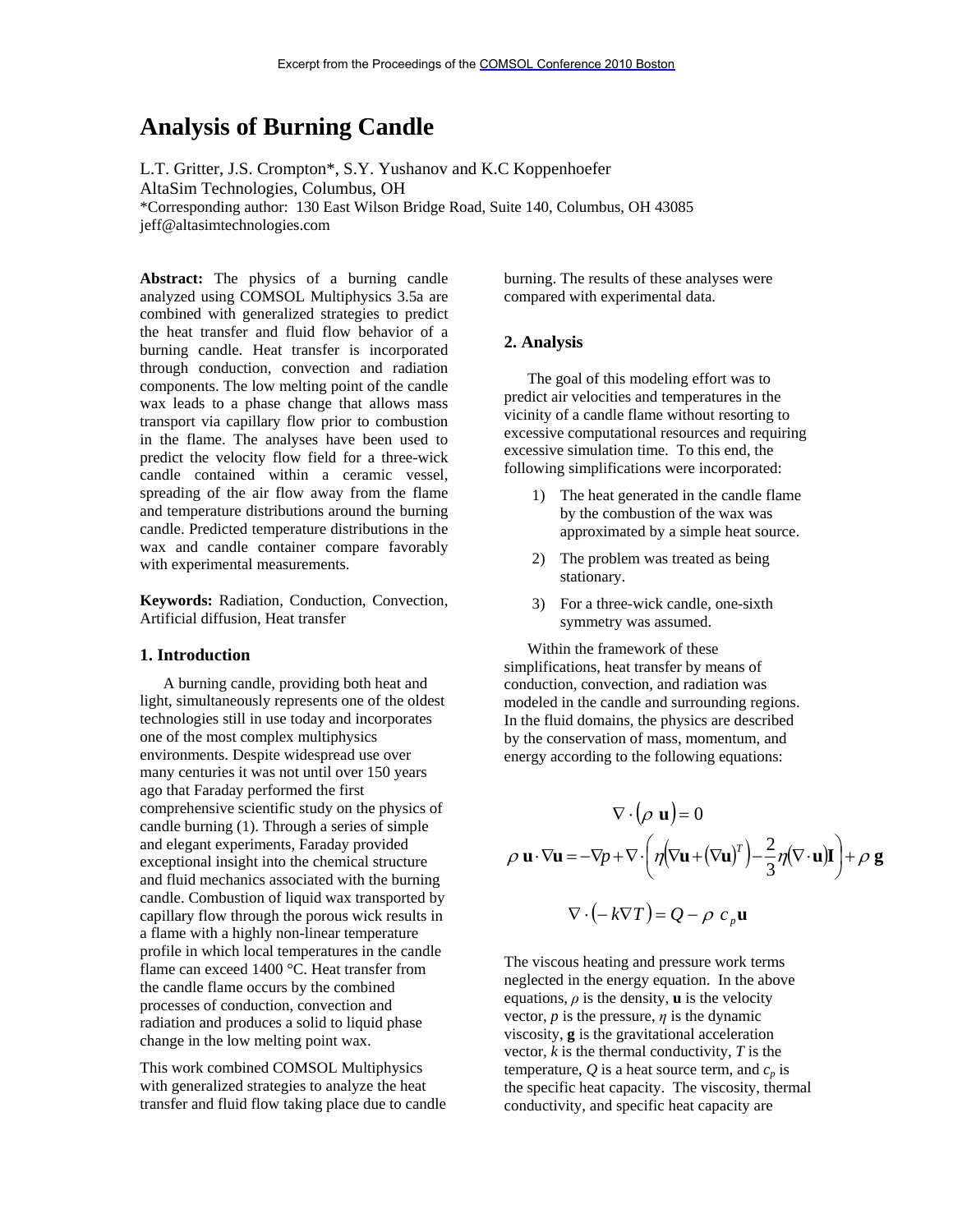Excerpt from the Proceedings of the COMSOL Conference 2010 Boston

# Analysis of Burning Candle

L.T. Gritter, J.S. Crompton\*, S.Y. Yushanov and K.C Koppenhoefer
AltaSim Technologies, Columbus, OH
\*Corresponding author: 130 East Wilson Bridge Road, Suite 140, Columbus, OH 43085
jeff@altasimtechnologies.com

**Abstract:** The physics of a burning candle analyzed using COMSOL Multiphysics 3.5a are combined with generalized strategies to predict the heat transfer and fluid flow behavior of a burning candle. Heat transfer is incorporated through conduction, convection and radiation components. The low melting point of the candle wax leads to a phase change that allows mass transport via capillary flow prior to combustion in the flame. The analyses have been used to predict the velocity flow field for a three-wick candle contained within a ceramic vessel, spreading of the air flow away from the flame and temperature distributions around the burning candle. Predicted temperature distributions in the wax and candle container compare favorably with experimental measurements.

**Keywords:** Radiation, Conduction, Convection, Artificial diffusion, Heat transfer

## 1. Introduction

A burning candle, providing both heat and light, simultaneously represents one of the oldest technologies still in use today and incorporates one of the most complex multiphysics environments. Despite widespread use over many centuries it was not until over 150 years ago that Faraday performed the first comprehensive scientific study on the physics of candle burning (1). Through a series of simple and elegant experiments, Faraday provided exceptional insight into the chemical structure and fluid mechanics associated with the burning candle. Combustion of liquid wax transported by capillary flow through the porous wick results in a flame with a highly non-linear temperature profile in which local temperatures in the candle flame can exceed 1400 °C. Heat transfer from the candle flame occurs by the combined processes of conduction, convection and radiation and produces a solid to liquid phase change in the low melting point wax.

This work combined COMSOL Multiphysics with generalized strategies to analyze the heat transfer and fluid flow taking place due to candle burning. The results of these analyses were compared with experimental data.

## 2. Analysis

The goal of this modeling effort was to predict air velocities and temperatures in the vicinity of a candle flame without resorting to excessive computational resources and requiring excessive simulation time. To this end, the following simplifications were incorporated:

1) The heat generated in the candle flame by the combustion of the wax was approximated by a simple heat source.
2) The problem was treated as being stationary.
3) For a three-wick candle, one-sixth symmetry was assumed.

Within the framework of these simplifications, heat transfer by means of conduction, convection, and radiation was modeled in the candle and surrounding regions. In the fluid domains, the physics are described by the conservation of mass, momentum, and energy according to the following equations:

$$\nabla \cdot (\rho \ \mathbf{u}) = 0$$

$$\rho \ \mathbf{u} \cdot \nabla \mathbf{u} = -\nabla p + \nabla \cdot \left( \eta \left( \nabla \mathbf{u} + (\nabla \mathbf{u})^T \right) - \frac{2}{3} \eta (\nabla \cdot \mathbf{u}) \mathbf{I} \right) + \rho \ \mathbf{g}$$

$$\nabla \cdot (-k \nabla T) = Q - \rho \ c_p \mathbf{u}$$

The viscous heating and pressure work terms neglected in the energy equation. In the above equations, $\rho$ is the density, $\mathbf{u}$ is the velocity vector, $p$ is the pressure, $\eta$ is the dynamic viscosity, $\mathbf{g}$ is the gravitational acceleration vector, $k$ is the thermal conductivity, $T$ is the temperature, $Q$ is a heat source term, and $c_p$ is the specific heat capacity. The viscosity, thermal conductivity, and specific heat capacity are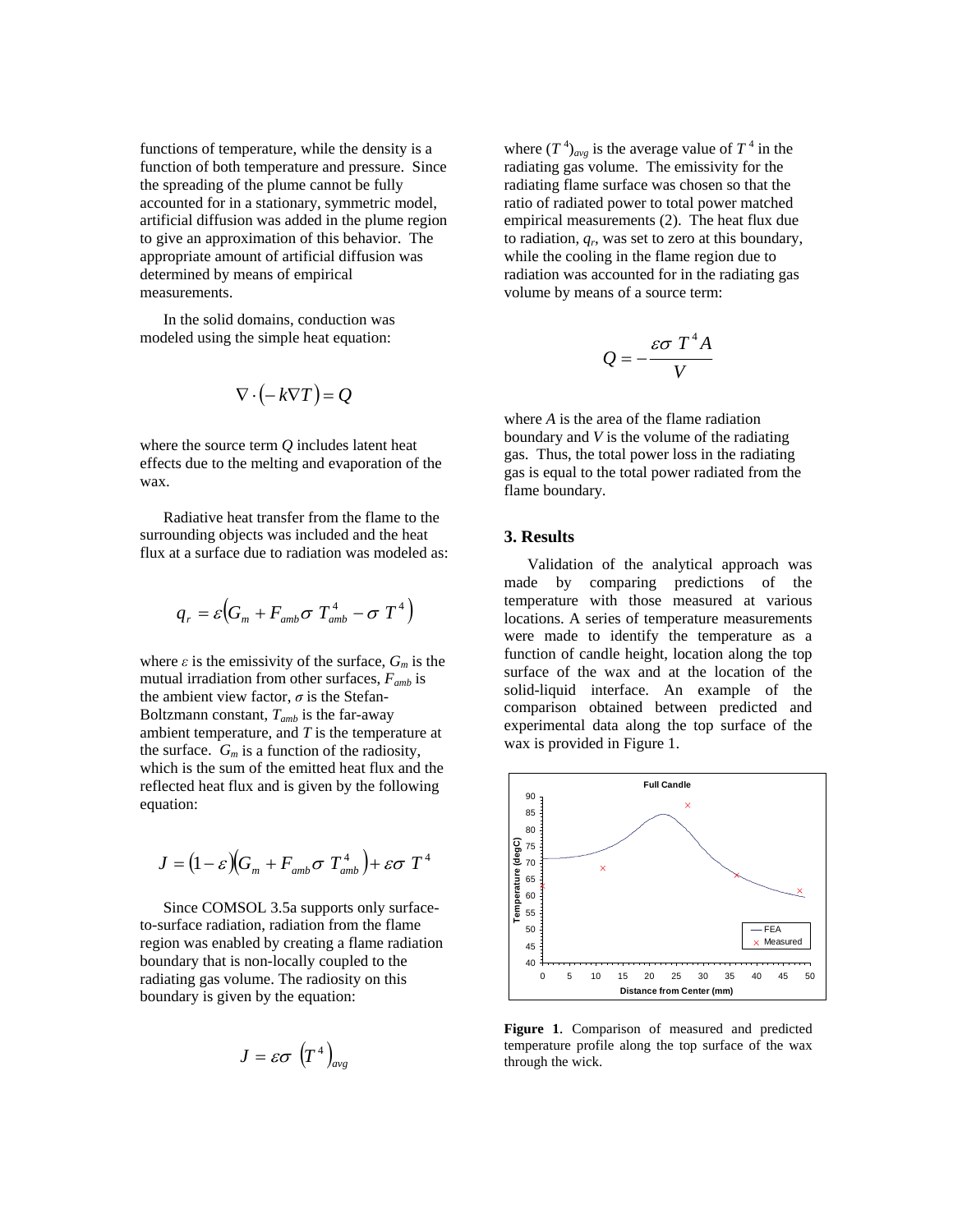functions of temperature, while the density is a function of both temperature and pressure. Since the spreading of the plume cannot be fully accounted for in a stationary, symmetric model, artificial diffusion was added in the plume region to give an approximation of this behavior. The appropriate amount of artificial diffusion was determined by means of empirical measurements.

In the solid domains, conduction was modeled using the simple heat equation:

$$\nabla \cdot (-k\nabla T) = Q$$

where the source term $Q$ includes latent heat effects due to the melting and evaporation of the wax.

Radiative heat transfer from the flame to the surrounding objects was included and the heat flux at a surface due to radiation was modeled as:

$$q_r = \varepsilon\left(G_m + F_{amb}\sigma\, T_{amb}^4 - \sigma\, T^4\right)$$

where $\varepsilon$ is the emissivity of the surface, $G_m$ is the mutual irradiation from other surfaces, $F_{amb}$ is the ambient view factor, $\sigma$ is the Stefan-Boltzmann constant, $T_{amb}$ is the far-away ambient temperature, and $T$ is the temperature at the surface. $G_m$ is a function of the radiosity, which is the sum of the emitted heat flux and the reflected heat flux and is given by the following equation:

$$J = (1-\varepsilon)\left(G_m + F_{amb}\sigma\, T_{amb}^4\right) + \varepsilon\sigma\, T^4$$

Since COMSOL 3.5a supports only surface-to-surface radiation, radiation from the flame region was enabled by creating a flame radiation boundary that is non-locally coupled to the radiating gas volume. The radiosity on this boundary is given by the equation:

$$J = \varepsilon\sigma\,\left(T^4\right)_{avg}$$

where $(T^4)_{avg}$ is the average value of $T^4$ in the radiating gas volume. The emissivity for the radiating flame surface was chosen so that the ratio of radiated power to total power matched empirical measurements (2). The heat flux due to radiation, $q_r$, was set to zero at this boundary, while the cooling in the flame region due to radiation was accounted for in the radiating gas volume by means of a source term:

$$Q = -\frac{\varepsilon\sigma\, T^4 A}{V}$$

where $A$ is the area of the flame radiation boundary and $V$ is the volume of the radiating gas. Thus, the total power loss in the radiating gas is equal to the total power radiated from the flame boundary.

## 3. Results

Validation of the analytical approach was made by comparing predictions of the temperature with those measured at various locations. A series of temperature measurements were made to identify the temperature as a function of candle height, location along the top surface of the wax and at the location of the solid-liquid interface. An example of the comparison obtained between predicted and experimental data along the top surface of the wax is provided in Figure 1.

**Figure 1**. Comparison of measured and predicted temperature profile along the top surface of the wax through the wick.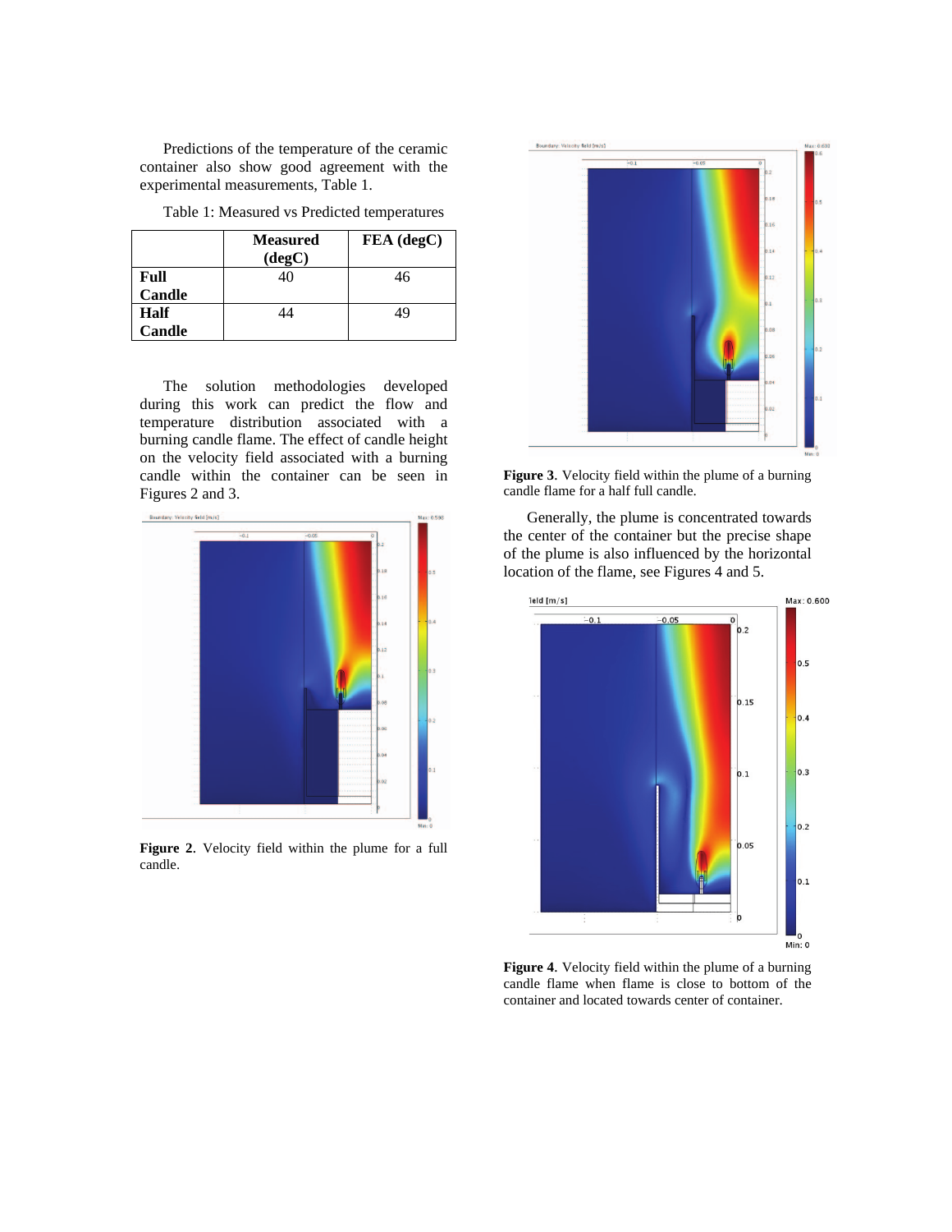Predictions of the temperature of the ceramic container also show good agreement with the experimental measurements, Table 1.

Table 1: Measured vs Predicted temperatures

| | **Measured (degC)** | **FEA (degC)** |
|---|---|---|
| **Full Candle** | 40 | 46 |
| **Half Candle** | 44 | 49 |

The solution methodologies developed during this work can predict the flow and temperature distribution associated with a burning candle flame. The effect of candle height on the velocity field associated with a burning candle within the container can be seen in Figures 2 and 3.

**Figure 2**. Velocity field within the plume for a full candle.

**Figure 3**. Velocity field within the plume of a burning candle flame for a half full candle.

Generally, the plume is concentrated towards the center of the container but the precise shape of the plume is also influenced by the horizontal location of the flame, see Figures 4 and 5.

**Figure 4**. Velocity field within the plume of a burning candle flame when flame is close to bottom of the container and located towards center of container.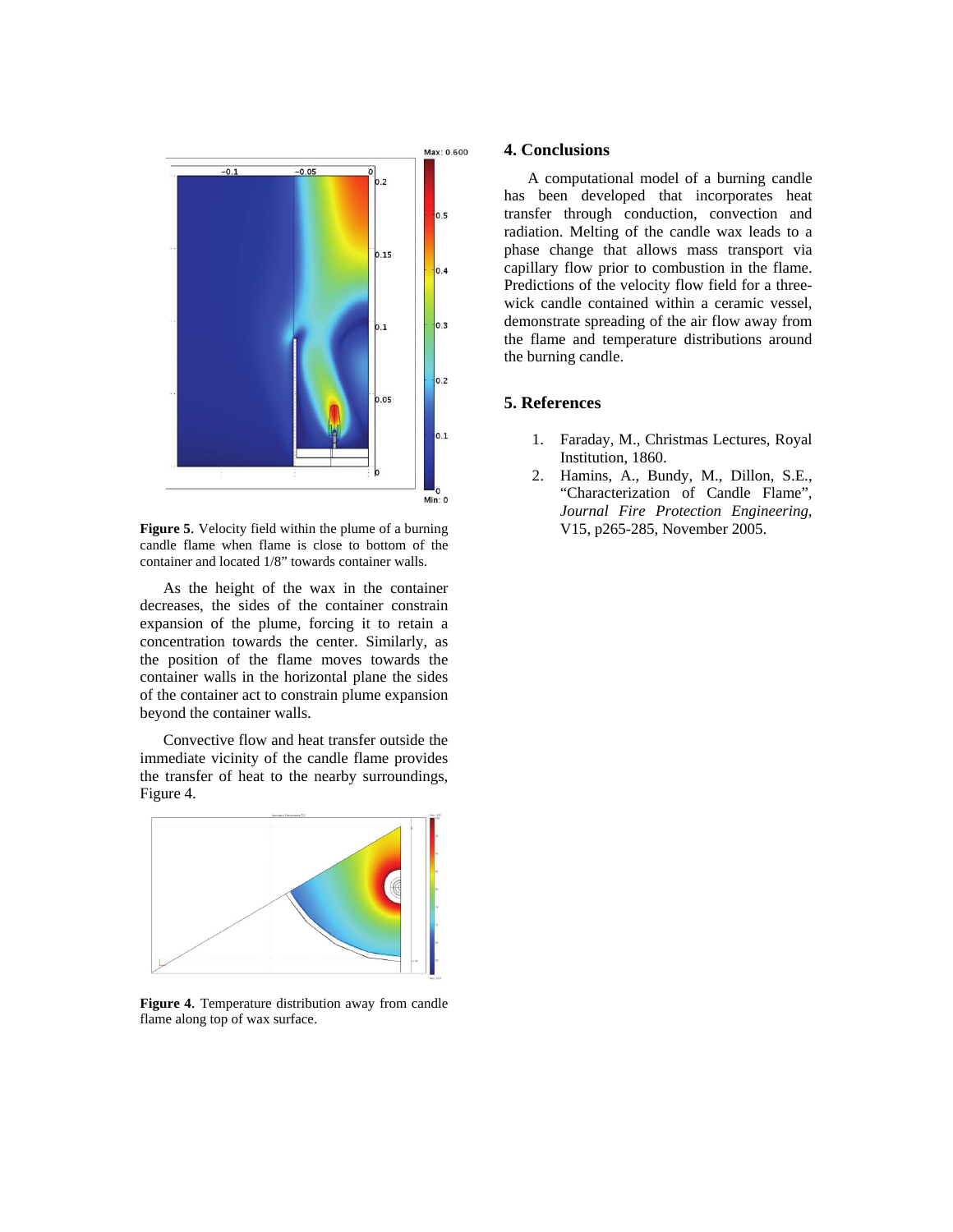Max: 0.600

−0.1 −0.05 0

0.2

0.15

0.1

0.05

0

0.5

0.4

0.3

0.2

0.1

0

Min: 0

**Figure 5**. Velocity field within the plume of a burning candle flame when flame is close to bottom of the container and located 1/8" towards container walls.

As the height of the wax in the container decreases, the sides of the container constrain expansion of the plume, forcing it to retain a concentration towards the center. Similarly, as the position of the flame moves towards the container walls in the horizontal plane the sides of the container act to constrain plume expansion beyond the container walls.

Convective flow and heat transfer outside the immediate vicinity of the candle flame provides the transfer of heat to the nearby surroundings, Figure 4.

**Figure 4**. Temperature distribution away from candle flame along top of wax surface.

## 4. Conclusions

A computational model of a burning candle has been developed that incorporates heat transfer through conduction, convection and radiation. Melting of the candle wax leads to a phase change that allows mass transport via capillary flow prior to combustion in the flame. Predictions of the velocity flow field for a three-wick candle contained within a ceramic vessel, demonstrate spreading of the air flow away from the flame and temperature distributions around the burning candle.

## 5. References

1. Faraday, M., Christmas Lectures, Royal Institution, 1860.
2. Hamins, A., Bundy, M., Dillon, S.E., "Characterization of Candle Flame", *Journal Fire Protection Engineering*, V15, p265-285, November 2005.